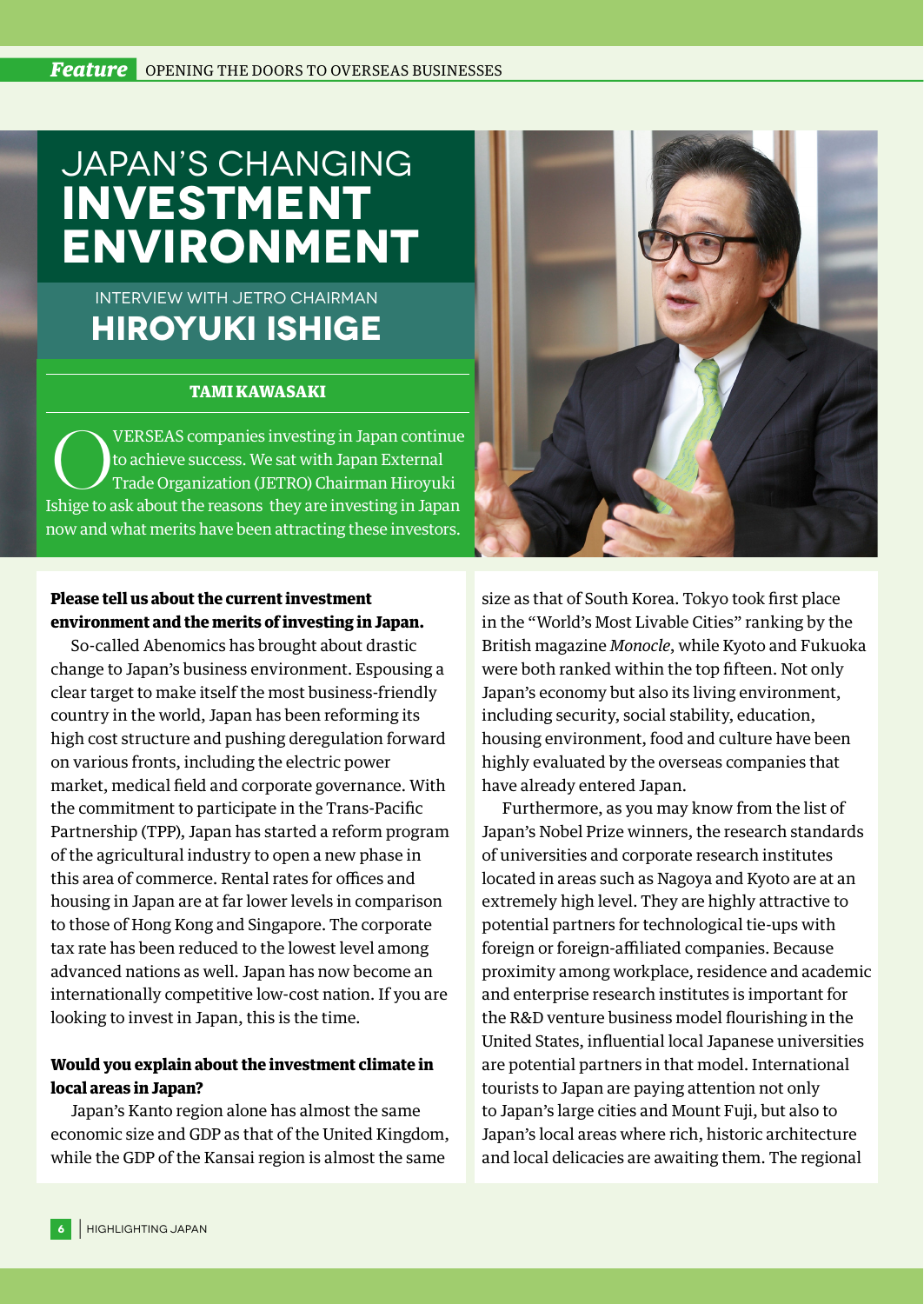# JAPAN'S CHANGING INVESTMENT ENVIRONMENT

## INTERVIEW WITH JETRO CHAIRMAN HIROYUKI ISHIGE

**TAMI KAWASAKI**

OVERSEAS companies investing in Japan continue to achieve success. We sat with Japan External Trade Organization (JETRO) Chairman Hiroyuki Ishige to ask about the reasons they are investing in Japan now and what merits have been attracting these investors.

**Please tell us about the current investment environment and the merits of investing in Japan.**

So-called Abenomics has brought about drastic change to Japan's business environment. Espousing a clear target to make itself the most business-friendly country in the world, Japan has been reforming its high cost structure and pushing deregulation forward on various fronts, including the electric power market, medical field and corporate governance. With the commitment to participate in the Trans-Pacific Partnership (TPP), Japan has started a reform program of the agricultural industry to open a new phase in this area of commerce. Rental rates for offices and housing in Japan are at far lower levels in comparison to those of Hong Kong and Singapore. The corporate tax rate has been reduced to the lowest level among advanced nations as well. Japan has now become an internationally competitive low-cost nation. If you are looking to invest in Japan, this is the time.

**Would you explain about the investment climate in local areas in Japan?**

Japan's Kanto region alone has almost the same economic size and GDP as that of the United Kingdom, while the GDP of the Kansai region is almost the same size as that of South Korea. Tokyo took first place in the "World's Most Livable Cities" ranking by the British magazine *Monocle*, while Kyoto and Fukuoka were both ranked within the top fifteen. Not only Japan's economy but also its living environment, including security, social stability, education, housing environment, food and culture have been highly evaluated by the overseas companies that have already entered Japan.

Furthermore, as you may know from the list of Japan's Nobel Prize winners, the research standards of universities and corporate research institutes located in areas such as Nagoya and Kyoto are at an extremely high level. They are highly attractive to potential partners for technological tie-ups with foreign or foreign-affiliated companies. Because proximity among workplace, residence and academic and enterprise research institutes is important for the R&D venture business model flourishing in the United States, influential local Japanese universities are potential partners in that model. International tourists to Japan are paying attention not only to Japan's large cities and Mount Fuji, but also to Japan's local areas where rich, historic architecture and local delicacies are awaiting them. The regional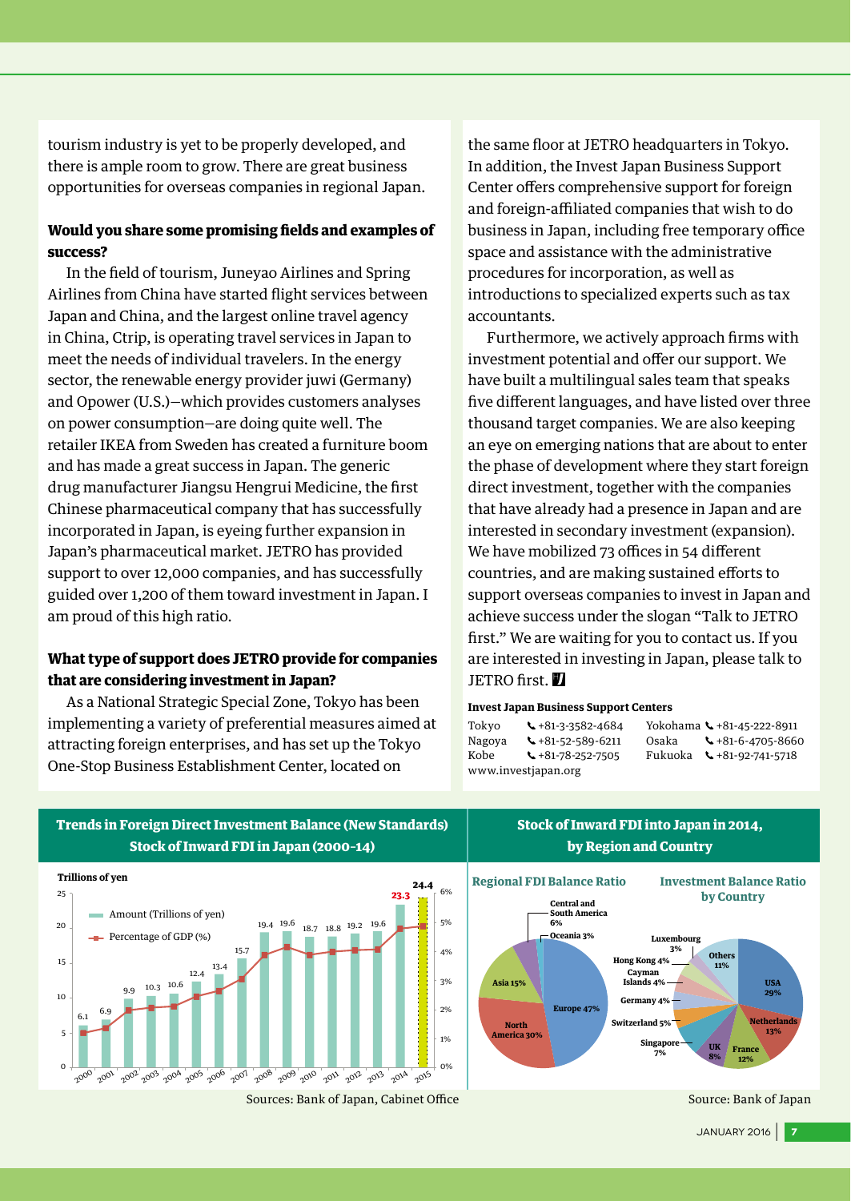tourism industry is yet to be properly developed, and there is ample room to grow. There are great business opportunities for overseas companies in regional Japan.

**Would you share some promising fields and examples of success?**

In the field of tourism, Juneyao Airlines and Spring Airlines from China have started flight services between Japan and China, and the largest online travel agency in China, Ctrip, is operating travel services in Japan to meet the needs of individual travelers. In the energy sector, the renewable energy provider juwi (Germany) and Opower (U.S.)—which provides customers analyses on power consumption—are doing quite well. The retailer IKEA from Sweden has created a furniture boom and has made a great success in Japan. The generic drug manufacturer Jiangsu Hengrui Medicine, the first Chinese pharmaceutical company that has successfully incorporated in Japan, is eyeing further expansion in Japan's pharmaceutical market. JETRO has provided support to over 12,000 companies, and has successfully guided over 1,200 of them toward investment in Japan. I am proud of this high ratio.

**What type of support does JETRO provide for companies that are considering investment in Japan?**

As a National Strategic Special Zone, Tokyo has been implementing a variety of preferential measures aimed at attracting foreign enterprises, and has set up the Tokyo One-Stop Business Establishment Center, located on the same floor at JETRO headquarters in Tokyo. In addition, the Invest Japan Business Support Center offers comprehensive support for foreign and foreign-affiliated companies that wish to do business in Japan, including free temporary office space and assistance with the administrative procedures for incorporation, as well as introductions to specialized experts such as tax accountants.

Furthermore, we actively approach firms with investment potential and offer our support. We have built a multilingual sales team that speaks five different languages, and have listed over three thousand target companies. We are also keeping an eye on emerging nations that are about to enter the phase of development where they start foreign direct investment, together with the companies that have already had a presence in Japan and are interested in secondary investment (expansion). We have mobilized 73 offices in 54 different countries, and are making sustained efforts to support overseas companies to invest in Japan and achieve success under the slogan "Talk to JETRO first." We are waiting for you to contact us. If you are interested in investing in Japan, please talk to JETRO first.

**Invest Japan Business Support Centers**

| | | | |
|---|---|---|---|
| Tokyo | +81-3-3582-4684 | Yokohama | +81-45-222-8911 |
| Nagoya | +81-52-589-6211 | Osaka | +81-6-4705-8660 |
| Kobe | +81-78-252-7505 | Fukuoka | +81-92-741-5718 |

www.investjapan.org

**Trends in Foreign Direct Investment Balance (New Standards) Stock of Inward FDI in Japan (2000-14)**

Trillions of yen

Amount (Trillions of yen)
Percentage of GDP (%)

6.1, 6.9, 9.9, 10.3, 10.6, 12.4, 13.4, 15.7, 19.4, 19.6, 18.7, 18.8, 19.2, 19.6, 23.3, 24.4

2000, 2001, 2002, 2003, 2004, 2005, 2006, 2007, 2008, 2009, 2010, 2011, 2012, 2013, 2014, 2015

0, 5, 10, 15, 20, 25

0%, 1%, 2%, 3%, 4%, 5%, 6%

Sources: Bank of Japan, Cabinet Office

**Stock of Inward FDI into Japan in 2014, by Region and Country**

**Regional FDI Balance Ratio**

Europe 47%, North America 30%, Asia 15%, Central and South America 6%, Oceania 3%

**Investment Balance Ratio by Country**

USA 29%, Netherlands 13%, France 12%, UK 8%, Singapore 7%, Switzerland 5%, Germany 4%, Cayman Islands 4%, Hong Kong 4%, Luxembourg 3%, Others 11%

Source: Bank of Japan